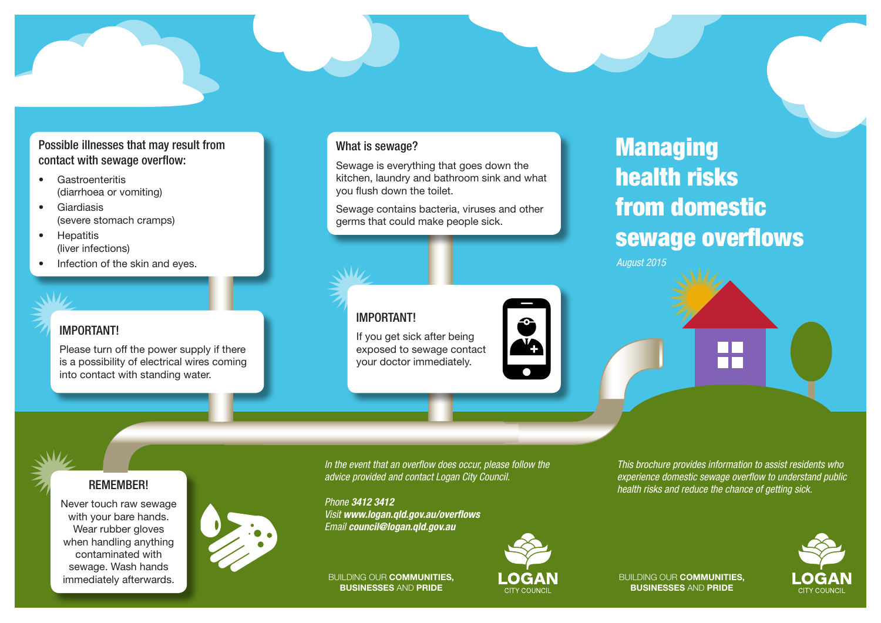# Managing health risks from domestic sewage overflows

*August 2015*

*This brochure provides information to assist residents who experience domestic sewage overflow to understand public health risks and reduce the chance of getting sick.*

BUILDING OUR **COMMUNITIES, BUSINESSES** AND **PRIDE**

**LOGAN** CITY COUNCIL

## What is sewage?

Sewage is everything that goes down the kitchen, laundry and bathroom sink and what you flush down the toilet.

Sewage contains bacteria, viruses and other germs that could make people sick.

## Possible illnesses that may result from contact with sewage overflow:

- Gastroenteritis (diarrhoea or vomiting)
- Giardiasis (severe stomach cramps)
- Hepatitis (liver infections)
- Infection of the skin and eyes.

## IMPORTANT!

Please turn off the power supply if there is a possibility of electrical wires coming into contact with standing water.

## IMPORTANT!

If you get sick after being exposed to sewage contact your doctor immediately.

## REMEMBER!

Never touch raw sewage with your bare hands. Wear rubber gloves when handling anything contaminated with sewage. Wash hands immediately afterwards.

*In the event that an overflow does occur, please follow the advice provided and contact Logan City Council.*

*Phone* ***3412 3412***
*Visit* ***www.logan.qld.gov.au/overflows***
*Email* ***council@logan.qld.gov.au***

BUILDING OUR **COMMUNITIES, BUSINESSES** AND **PRIDE**

**LOGAN** CITY COUNCIL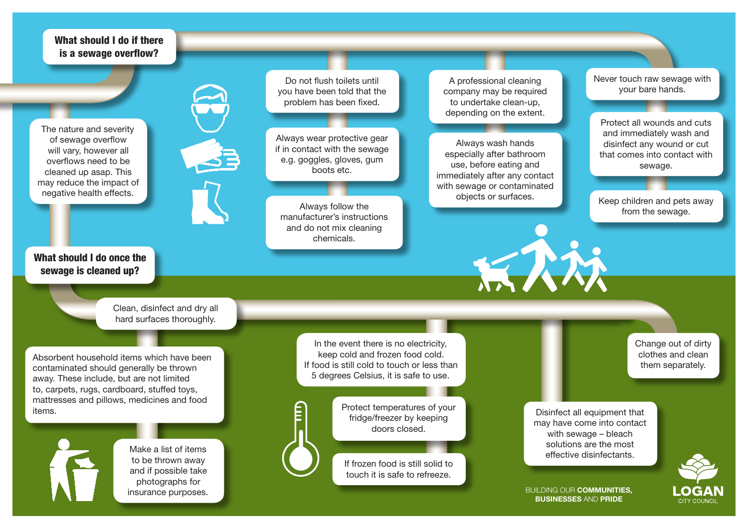## What should I do if there is a sewage overflow?

The nature and severity of sewage overflow will vary, however all overflows need to be cleaned up asap. This may reduce the impact of negative health effects.

Do not flush toilets until you have been told that the problem has been fixed.

Always wear protective gear if in contact with the sewage e.g. goggles, gloves, gum boots etc.

Always follow the manufacturer's instructions and do not mix cleaning chemicals.

A professional cleaning company may be required to undertake clean-up, depending on the extent.

Always wash hands especially after bathroom use, before eating and immediately after any contact with sewage or contaminated objects or surfaces.

Never touch raw sewage with your bare hands.

Protect all wounds and cuts and immediately wash and disinfect any wound or cut that comes into contact with sewage.

Keep children and pets away from the sewage.

## What should I do once the sewage is cleaned up?

Clean, disinfect and dry all hard surfaces thoroughly.

Absorbent household items which have been contaminated should generally be thrown away. These include, but are not limited to, carpets, rugs, cardboard, stuffed toys, mattresses and pillows, medicines and food items.

Make a list of items to be thrown away and if possible take photographs for insurance purposes.

In the event there is no electricity, keep cold and frozen food cold. If food is still cold to touch or less than 5 degrees Celsius, it is safe to use.

Protect temperatures of your fridge/freezer by keeping doors closed.

If frozen food is still solid to touch it is safe to refreeze.

Change out of dirty clothes and clean them separately.

Disinfect all equipment that may have come into contact with sewage – bleach solutions are the most effective disinfectants.

BUILDING OUR **COMMUNITIES, BUSINESSES** AND **PRIDE**

**LOGAN** CITY COUNCIL